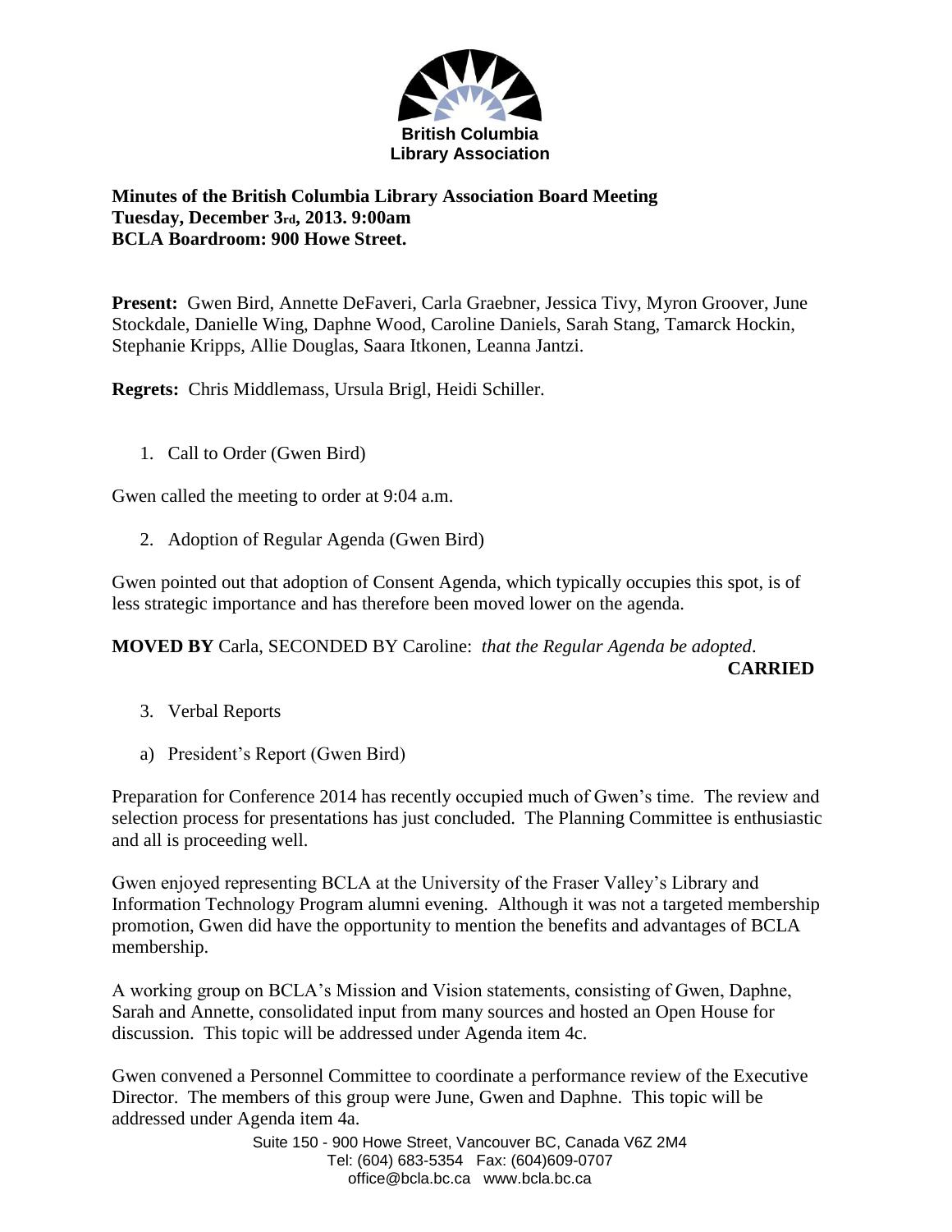British Columbia Library Association

**Minutes of the British Columbia Library Association Board Meeting**
**Tuesday, December 3rd, 2013. 9:00am**
**BCLA Boardroom: 900 Howe Street.**

**Present:** Gwen Bird, Annette DeFaveri, Carla Graebner, Jessica Tivy, Myron Groover, June Stockdale, Danielle Wing, Daphne Wood, Caroline Daniels, Sarah Stang, Tamarck Hockin, Stephanie Kripps, Allie Douglas, Saara Itkonen, Leanna Jantzi.

**Regrets:** Chris Middlemass, Ursula Brigl, Heidi Schiller.

1. Call to Order (Gwen Bird)

Gwen called the meeting to order at 9:04 a.m.

2. Adoption of Regular Agenda (Gwen Bird)

Gwen pointed out that adoption of Consent Agenda, which typically occupies this spot, is of less strategic importance and has therefore been moved lower on the agenda.

**MOVED BY** Carla, SECONDED BY Caroline: *that the Regular Agenda be adopted*.

**CARRIED**

3. Verbal Reports

a) President's Report (Gwen Bird)

Preparation for Conference 2014 has recently occupied much of Gwen's time. The review and selection process for presentations has just concluded. The Planning Committee is enthusiastic and all is proceeding well.

Gwen enjoyed representing BCLA at the University of the Fraser Valley's Library and Information Technology Program alumni evening. Although it was not a targeted membership promotion, Gwen did have the opportunity to mention the benefits and advantages of BCLA membership.

A working group on BCLA's Mission and Vision statements, consisting of Gwen, Daphne, Sarah and Annette, consolidated input from many sources and hosted an Open House for discussion. This topic will be addressed under Agenda item 4c.

Gwen convened a Personnel Committee to coordinate a performance review of the Executive Director. The members of this group were June, Gwen and Daphne. This topic will be addressed under Agenda item 4a.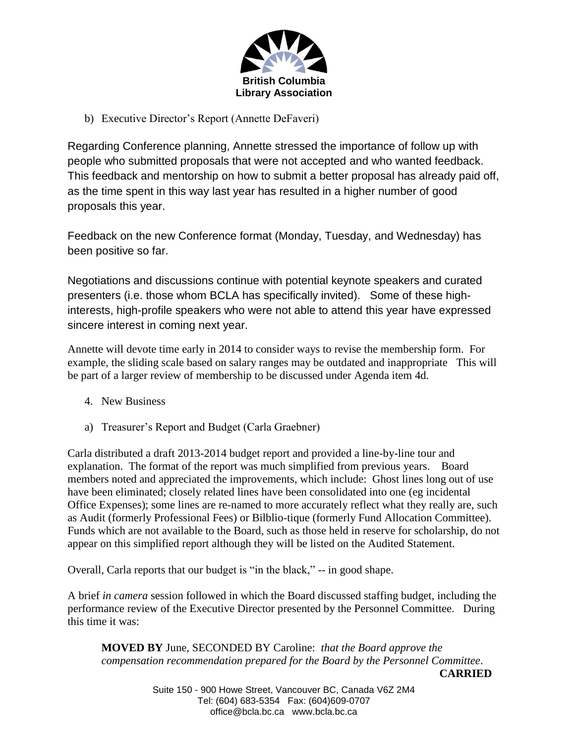b) Executive Director's Report (Annette DeFaveri)

Regarding Conference planning, Annette stressed the importance of follow up with people who submitted proposals that were not accepted and who wanted feedback. This feedback and mentorship on how to submit a better proposal has already paid off, as the time spent in this way last year has resulted in a higher number of good proposals this year.

Feedback on the new Conference format (Monday, Tuesday, and Wednesday) has been positive so far.

Negotiations and discussions continue with potential keynote speakers and curated presenters (i.e. those whom BCLA has specifically invited). Some of these high-interests, high-profile speakers who were not able to attend this year have expressed sincere interest in coming next year.

Annette will devote time early in 2014 to consider ways to revise the membership form. For example, the sliding scale based on salary ranges may be outdated and inappropriate This will be part of a larger review of membership to be discussed under Agenda item 4d.

4. New Business

a) Treasurer's Report and Budget (Carla Graebner)

Carla distributed a draft 2013-2014 budget report and provided a line-by-line tour and explanation. The format of the report was much simplified from previous years. Board members noted and appreciated the improvements, which include: Ghost lines long out of use have been eliminated; closely related lines have been consolidated into one (eg incidental Office Expenses); some lines are re-named to more accurately reflect what they really are, such as Audit (formerly Professional Fees) or Bilblio-tique (formerly Fund Allocation Committee). Funds which are not available to the Board, such as those held in reserve for scholarship, do not appear on this simplified report although they will be listed on the Audited Statement.

Overall, Carla reports that our budget is "in the black," -- in good shape.

A brief *in camera* session followed in which the Board discussed staffing budget, including the performance review of the Executive Director presented by the Personnel Committee. During this time it was:

**MOVED BY** June, SECONDED BY Caroline: *that the Board approve the compensation recommendation prepared for the Board by the Personnel Committee*.

**CARRIED**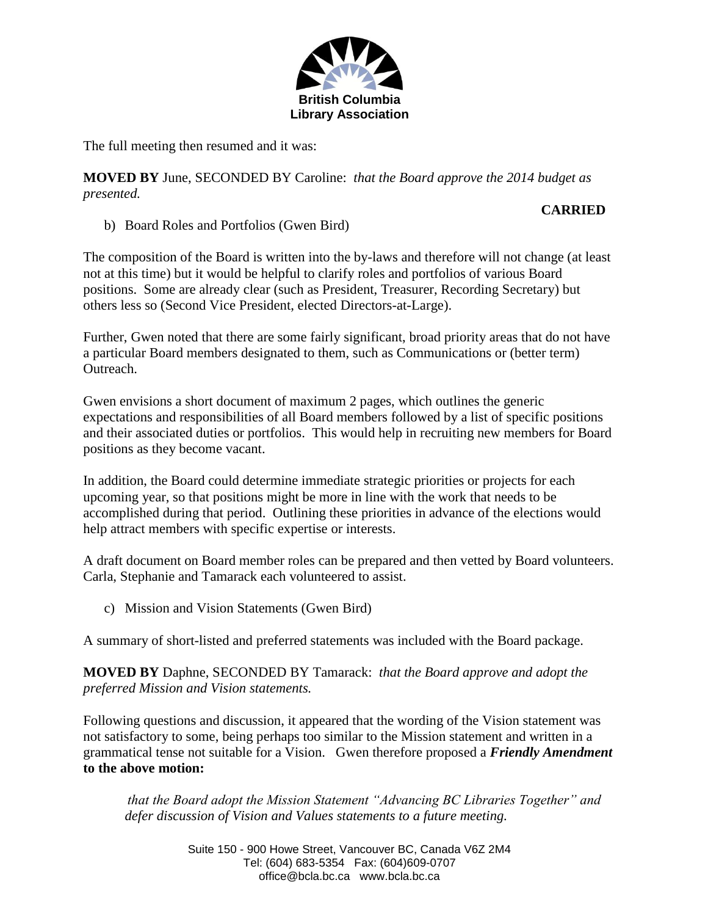The full meeting then resumed and it was:

**MOVED BY** June, SECONDED BY Caroline: *that the Board approve the 2014 budget as presented.*

**CARRIED**

b) Board Roles and Portfolios (Gwen Bird)

The composition of the Board is written into the by-laws and therefore will not change (at least not at this time) but it would be helpful to clarify roles and portfolios of various Board positions. Some are already clear (such as President, Treasurer, Recording Secretary) but others less so (Second Vice President, elected Directors-at-Large).

Further, Gwen noted that there are some fairly significant, broad priority areas that do not have a particular Board members designated to them, such as Communications or (better term) Outreach.

Gwen envisions a short document of maximum 2 pages, which outlines the generic expectations and responsibilities of all Board members followed by a list of specific positions and their associated duties or portfolios. This would help in recruiting new members for Board positions as they become vacant.

In addition, the Board could determine immediate strategic priorities or projects for each upcoming year, so that positions might be more in line with the work that needs to be accomplished during that period. Outlining these priorities in advance of the elections would help attract members with specific expertise or interests.

A draft document on Board member roles can be prepared and then vetted by Board volunteers. Carla, Stephanie and Tamarack each volunteered to assist.

c) Mission and Vision Statements (Gwen Bird)

A summary of short-listed and preferred statements was included with the Board package.

**MOVED BY** Daphne, SECONDED BY Tamarack: *that the Board approve and adopt the preferred Mission and Vision statements.*

Following questions and discussion, it appeared that the wording of the Vision statement was not satisfactory to some, being perhaps too similar to the Mission statement and written in a grammatical tense not suitable for a Vision. Gwen therefore proposed a ***Friendly Amendment* to the above motion:**

> *that the Board adopt the Mission Statement "Advancing BC Libraries Together" and defer discussion of Vision and Values statements to a future meeting.*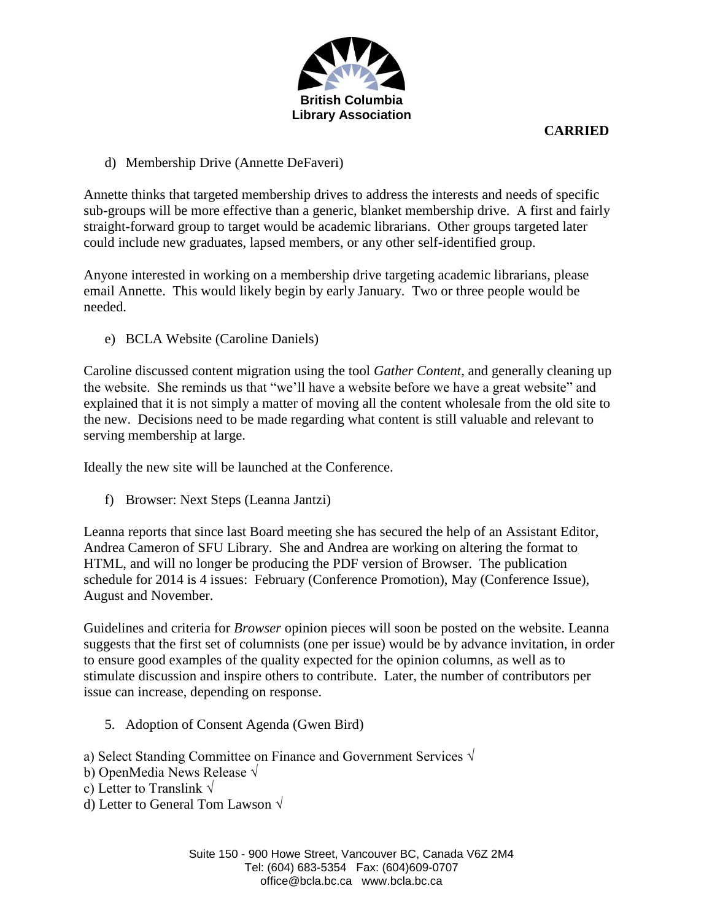**CARRIED**

d) Membership Drive (Annette DeFaveri)

Annette thinks that targeted membership drives to address the interests and needs of specific sub-groups will be more effective than a generic, blanket membership drive. A first and fairly straight-forward group to target would be academic librarians. Other groups targeted later could include new graduates, lapsed members, or any other self-identified group.

Anyone interested in working on a membership drive targeting academic librarians, please email Annette. This would likely begin by early January. Two or three people would be needed.

e) BCLA Website (Caroline Daniels)

Caroline discussed content migration using the tool *Gather Content*, and generally cleaning up the website. She reminds us that "we'll have a website before we have a great website" and explained that it is not simply a matter of moving all the content wholesale from the old site to the new. Decisions need to be made regarding what content is still valuable and relevant to serving membership at large.

Ideally the new site will be launched at the Conference.

f) Browser: Next Steps (Leanna Jantzi)

Leanna reports that since last Board meeting she has secured the help of an Assistant Editor, Andrea Cameron of SFU Library. She and Andrea are working on altering the format to HTML, and will no longer be producing the PDF version of Browser. The publication schedule for 2014 is 4 issues: February (Conference Promotion), May (Conference Issue), August and November.

Guidelines and criteria for *Browser* opinion pieces will soon be posted on the website. Leanna suggests that the first set of columnists (one per issue) would be by advance invitation, in order to ensure good examples of the quality expected for the opinion columns, as well as to stimulate discussion and inspire others to contribute. Later, the number of contributors per issue can increase, depending on response.

5. Adoption of Consent Agenda (Gwen Bird)

a) Select Standing Committee on Finance and Government Services √
b) OpenMedia News Release √
c) Letter to Translink √
d) Letter to General Tom Lawson √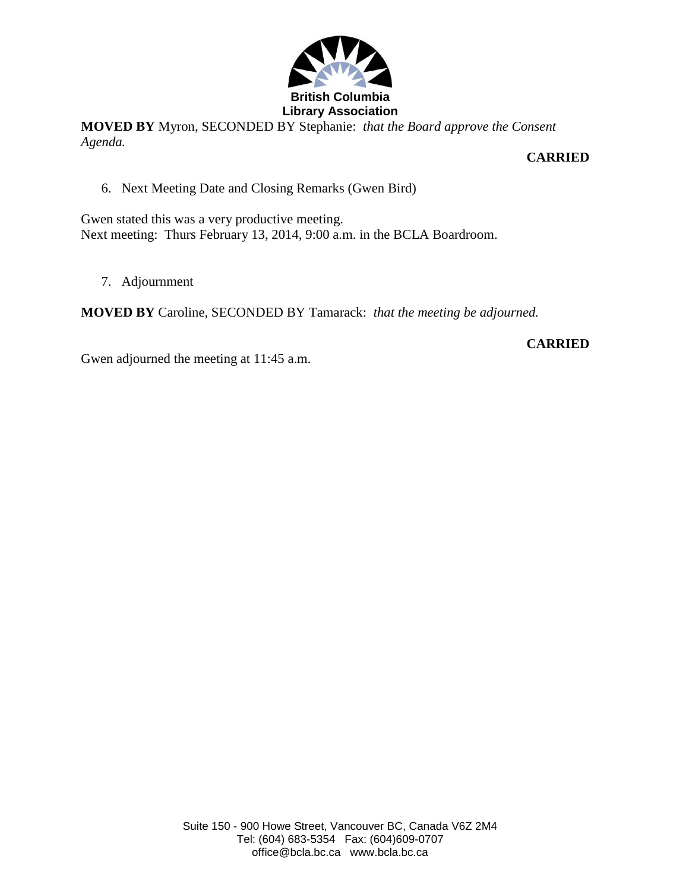**MOVED BY** Myron, SECONDED BY Stephanie: *that the Board approve the Consent Agenda.*

**CARRIED**

6. Next Meeting Date and Closing Remarks (Gwen Bird)

Gwen stated this was a very productive meeting.
Next meeting: Thurs February 13, 2014, 9:00 a.m. in the BCLA Boardroom.

7. Adjournment

**MOVED BY** Caroline, SECONDED BY Tamarack: *that the meeting be adjourned.*

**CARRIED**

Gwen adjourned the meeting at 11:45 a.m.